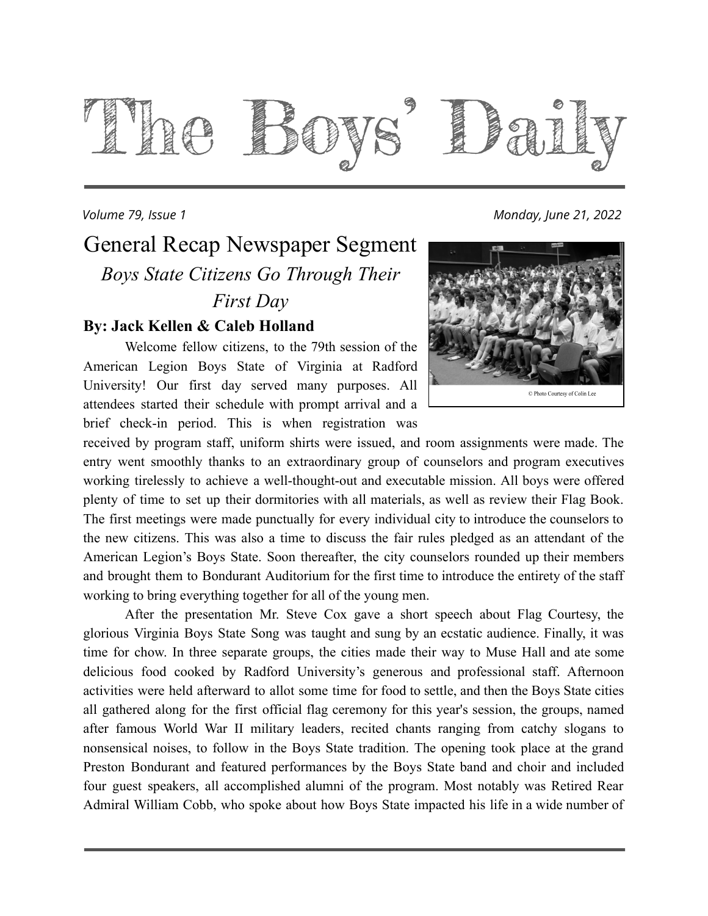# The Boys' Daily

*Volume 79, Issue 1* *Monday, June 21, 2022*

## General Recap Newspaper Segment

### *Boys State Citizens Go Through Their First Day*

**By: Jack Kellen & Caleb Holland**

© Photo Courtesy of Colin Lee

Welcome fellow citizens, to the 79th session of the American Legion Boys State of Virginia at Radford University! Our first day served many purposes. All attendees started their schedule with prompt arrival and a brief check-in period. This is when registration was received by program staff, uniform shirts were issued, and room assignments were made. The entry went smoothly thanks to an extraordinary group of counselors and program executives working tirelessly to achieve a well-thought-out and executable mission. All boys were offered plenty of time to set up their dormitories with all materials, as well as review their Flag Book. The first meetings were made punctually for every individual city to introduce the counselors to the new citizens. This was also a time to discuss the fair rules pledged as an attendant of the American Legion's Boys State. Soon thereafter, the city counselors rounded up their members and brought them to Bondurant Auditorium for the first time to introduce the entirety of the staff working to bring everything together for all of the young men.

After the presentation Mr. Steve Cox gave a short speech about Flag Courtesy, the glorious Virginia Boys State Song was taught and sung by an ecstatic audience. Finally, it was time for chow. In three separate groups, the cities made their way to Muse Hall and ate some delicious food cooked by Radford University's generous and professional staff. Afternoon activities were held afterward to allot some time for food to settle, and then the Boys State cities all gathered along for the first official flag ceremony for this year's session, the groups, named after famous World War II military leaders, recited chants ranging from catchy slogans to nonsensical noises, to follow in the Boys State tradition. The opening took place at the grand Preston Bondurant and featured performances by the Boys State band and choir and included four guest speakers, all accomplished alumni of the program. Most notably was Retired Rear Admiral William Cobb, who spoke about how Boys State impacted his life in a wide number of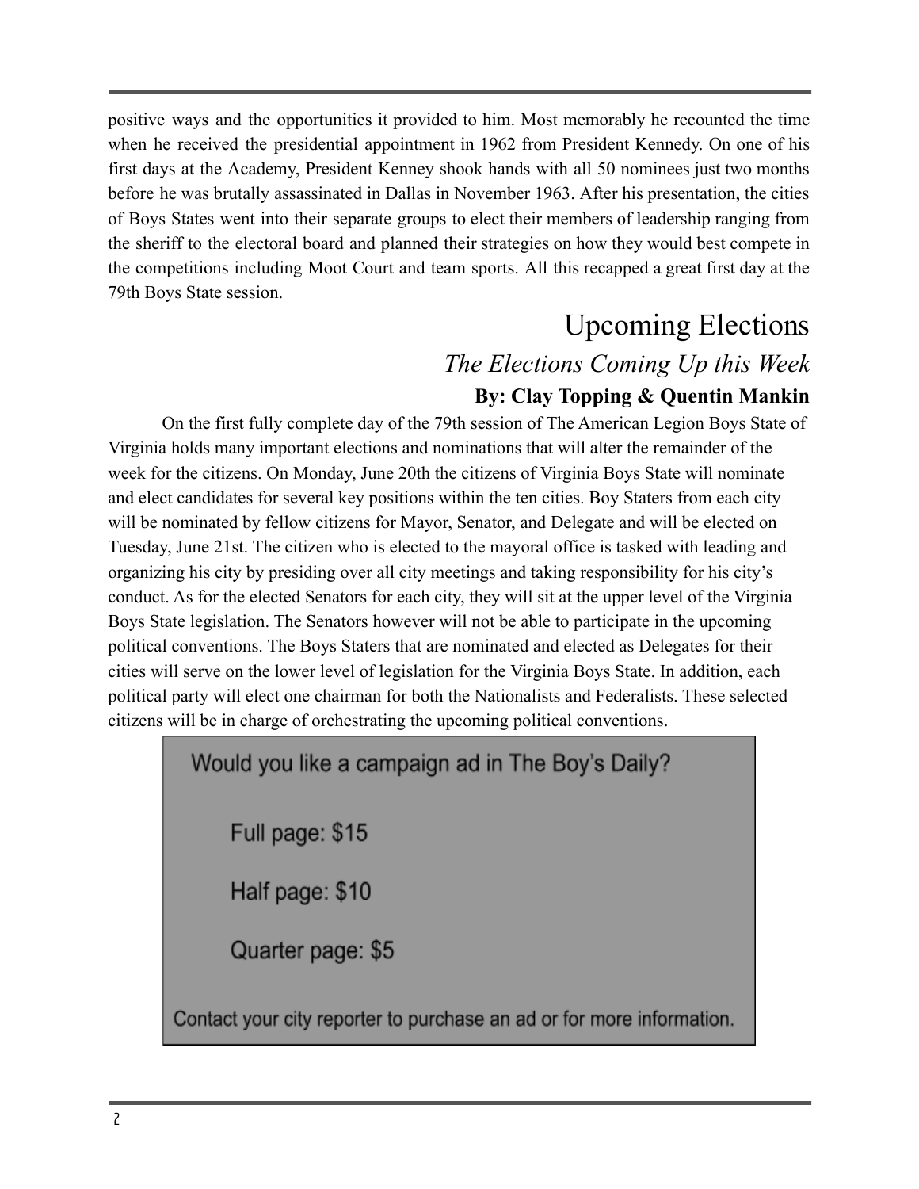positive ways and the opportunities it provided to him. Most memorably he recounted the time when he received the presidential appointment in 1962 from President Kennedy. On one of his first days at the Academy, President Kenney shook hands with all 50 nominees just two months before he was brutally assassinated in Dallas in November 1963. After his presentation, the cities of Boys States went into their separate groups to elect their members of leadership ranging from the sheriff to the electoral board and planned their strategies on how they would best compete in the competitions including Moot Court and team sports. All this recapped a great first day at the 79th Boys State session.

# Upcoming Elections

## *The Elections Coming Up this Week*

**By: Clay Topping & Quentin Mankin**

On the first fully complete day of the 79th session of The American Legion Boys State of Virginia holds many important elections and nominations that will alter the remainder of the week for the citizens. On Monday, June 20th the citizens of Virginia Boys State will nominate and elect candidates for several key positions within the ten cities. Boy Staters from each city will be nominated by fellow citizens for Mayor, Senator, and Delegate and will be elected on Tuesday, June 21st. The citizen who is elected to the mayoral office is tasked with leading and organizing his city by presiding over all city meetings and taking responsibility for his city's conduct. As for the elected Senators for each city, they will sit at the upper level of the Virginia Boys State legislation. The Senators however will not be able to participate in the upcoming political conventions. The Boys Staters that are nominated and elected as Delegates for their cities will serve on the lower level of legislation for the Virginia Boys State. In addition, each political party will elect one chairman for both the Nationalists and Federalists. These selected citizens will be in charge of orchestrating the upcoming political conventions.

Would you like a campaign ad in The Boy's Daily?

Full page: $15

Half page: $10

Quarter page: $5

Contact your city reporter to purchase an ad or for more information.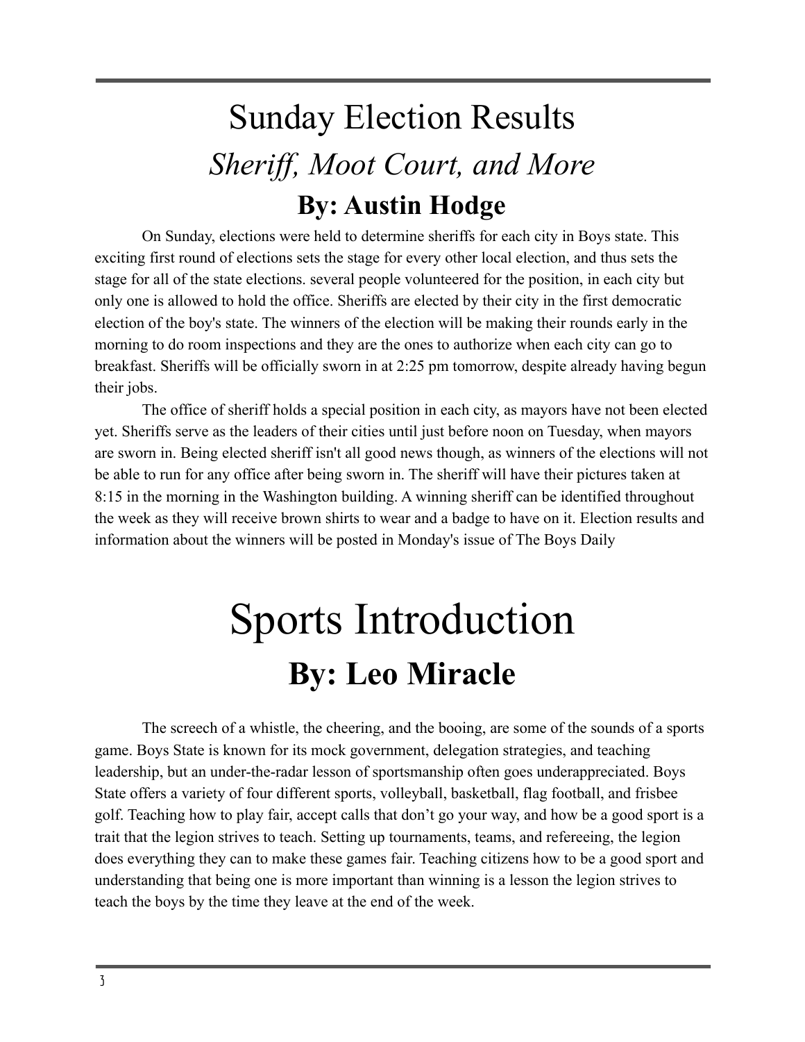# Sunday Election Results

## *Sheriff, Moot Court, and More*

### By: Austin Hodge

On Sunday, elections were held to determine sheriffs for each city in Boys state. This exciting first round of elections sets the stage for every other local election, and thus sets the stage for all of the state elections. several people volunteered for the position, in each city but only one is allowed to hold the office. Sheriffs are elected by their city in the first democratic election of the boy's state. The winners of the election will be making their rounds early in the morning to do room inspections and they are the ones to authorize when each city can go to breakfast. Sheriffs will be officially sworn in at 2:25 pm tomorrow, despite already having begun their jobs.

The office of sheriff holds a special position in each city, as mayors have not been elected yet. Sheriffs serve as the leaders of their cities until just before noon on Tuesday, when mayors are sworn in. Being elected sheriff isn't all good news though, as winners of the elections will not be able to run for any office after being sworn in. The sheriff will have their pictures taken at 8:15 in the morning in the Washington building. A winning sheriff can be identified throughout the week as they will receive brown shirts to wear and a badge to have on it. Election results and information about the winners will be posted in Monday's issue of The Boys Daily

# Sports Introduction

### By: Leo Miracle

The screech of a whistle, the cheering, and the booing, are some of the sounds of a sports game. Boys State is known for its mock government, delegation strategies, and teaching leadership, but an under-the-radar lesson of sportsmanship often goes underappreciated. Boys State offers a variety of four different sports, volleyball, basketball, flag football, and frisbee golf. Teaching how to play fair, accept calls that don't go your way, and how be a good sport is a trait that the legion strives to teach. Setting up tournaments, teams, and refereeing, the legion does everything they can to make these games fair. Teaching citizens how to be a good sport and understanding that being one is more important than winning is a lesson the legion strives to teach the boys by the time they leave at the end of the week.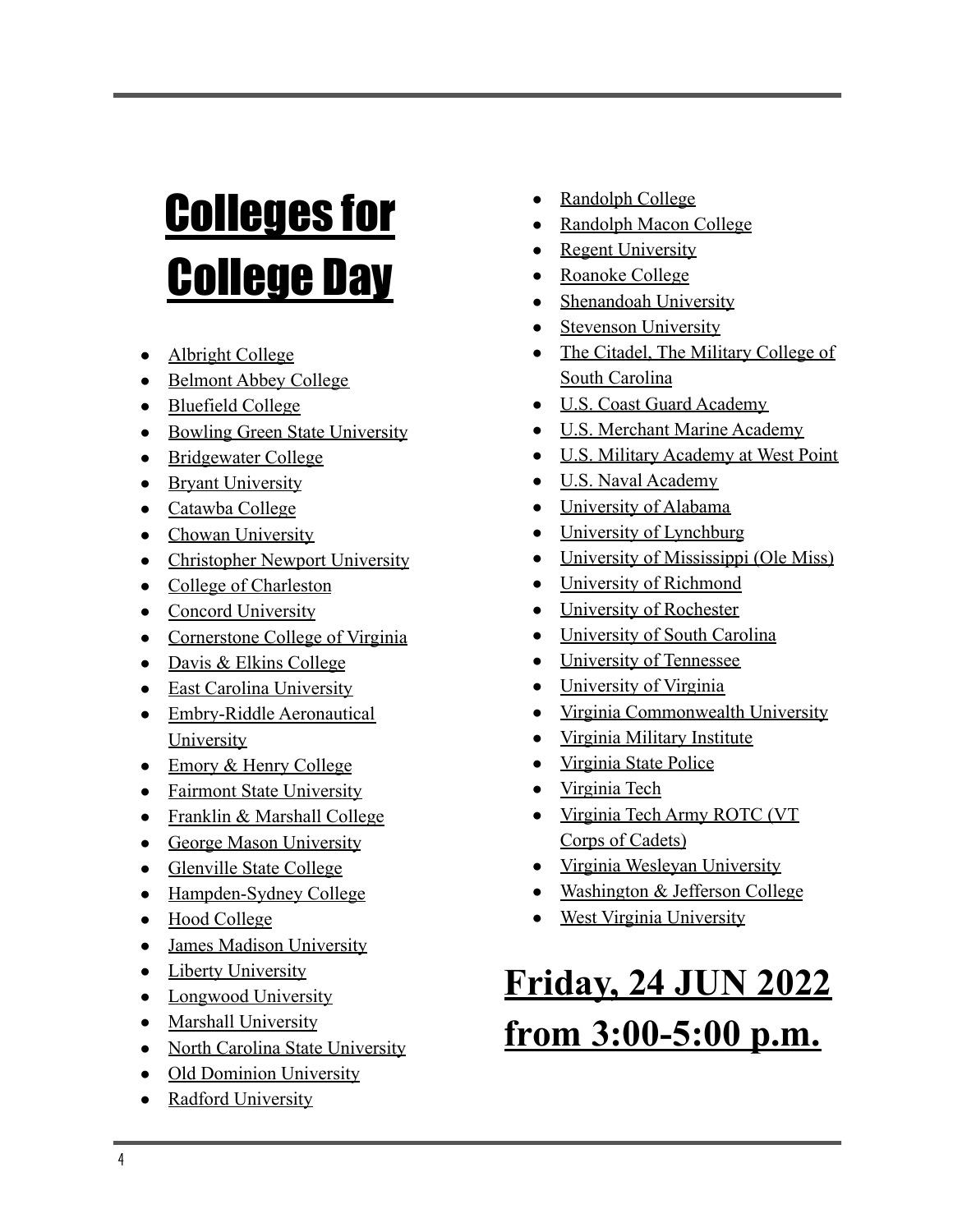# Colleges for College Day

- Albright College
- Belmont Abbey College
- Bluefield College
- Bowling Green State University
- Bridgewater College
- Bryant University
- Catawba College
- Chowan University
- Christopher Newport University
- College of Charleston
- Concord University
- Cornerstone College of Virginia
- Davis & Elkins College
- East Carolina University
- Embry-Riddle Aeronautical University
- Emory & Henry College
- Fairmont State University
- Franklin & Marshall College
- George Mason University
- Glenville State College
- Hampden-Sydney College
- Hood College
- James Madison University
- Liberty University
- Longwood University
- Marshall University
- North Carolina State University
- Old Dominion University
- Radford University
- Randolph College
- Randolph Macon College
- Regent University
- Roanoke College
- Shenandoah University
- Stevenson University
- The Citadel, The Military College of South Carolina
- U.S. Coast Guard Academy
- U.S. Merchant Marine Academy
- U.S. Military Academy at West Point
- U.S. Naval Academy
- University of Alabama
- University of Lynchburg
- University of Mississippi (Ole Miss)
- University of Richmond
- University of Rochester
- University of South Carolina
- University of Tennessee
- University of Virginia
- Virginia Commonwealth University
- Virginia Military Institute
- Virginia State Police
- Virginia Tech
- Virginia Tech Army ROTC (VT Corps of Cadets)
- Virginia Wesleyan University
- Washington & Jefferson College
- West Virginia University

# Friday, 24 JUN 2022 from 3:00-5:00 p.m.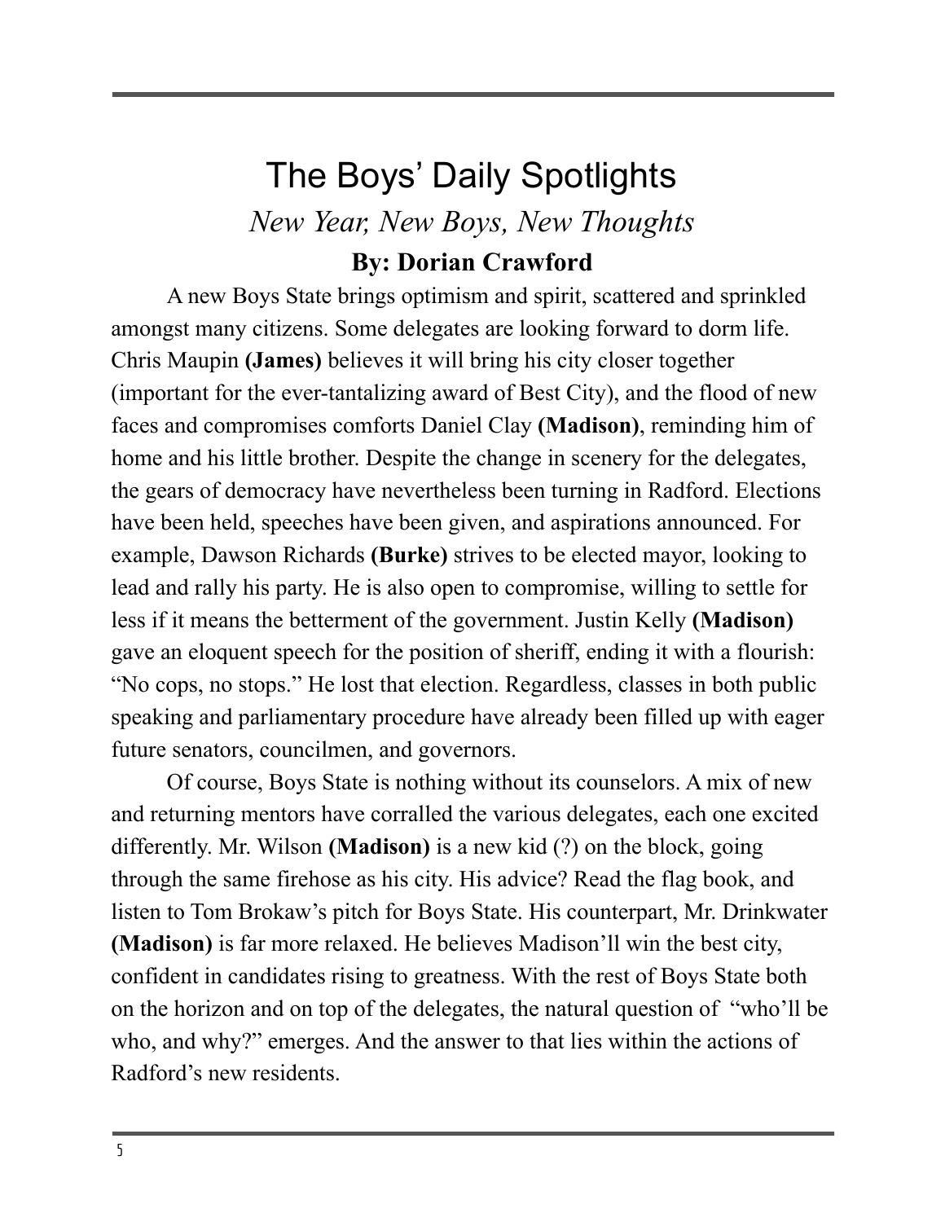# The Boys' Daily Spotlights

*New Year, New Boys, New Thoughts*

**By: Dorian Crawford**

A new Boys State brings optimism and spirit, scattered and sprinkled amongst many citizens. Some delegates are looking forward to dorm life. Chris Maupin **(James)** believes it will bring his city closer together (important for the ever-tantalizing award of Best City), and the flood of new faces and compromises comforts Daniel Clay **(Madison)**, reminding him of home and his little brother. Despite the change in scenery for the delegates, the gears of democracy have nevertheless been turning in Radford. Elections have been held, speeches have been given, and aspirations announced. For example, Dawson Richards **(Burke)** strives to be elected mayor, looking to lead and rally his party. He is also open to compromise, willing to settle for less if it means the betterment of the government. Justin Kelly **(Madison)** gave an eloquent speech for the position of sheriff, ending it with a flourish: "No cops, no stops." He lost that election. Regardless, classes in both public speaking and parliamentary procedure have already been filled up with eager future senators, councilmen, and governors.

Of course, Boys State is nothing without its counselors. A mix of new and returning mentors have corralled the various delegates, each one excited differently. Mr. Wilson **(Madison)** is a new kid (?) on the block, going through the same firehose as his city. His advice? Read the flag book, and listen to Tom Brokaw's pitch for Boys State. His counterpart, Mr. Drinkwater **(Madison)** is far more relaxed. He believes Madison'll win the best city, confident in candidates rising to greatness. With the rest of Boys State both on the horizon and on top of the delegates, the natural question of "who'll be who, and why?" emerges. And the answer to that lies within the actions of Radford's new residents.